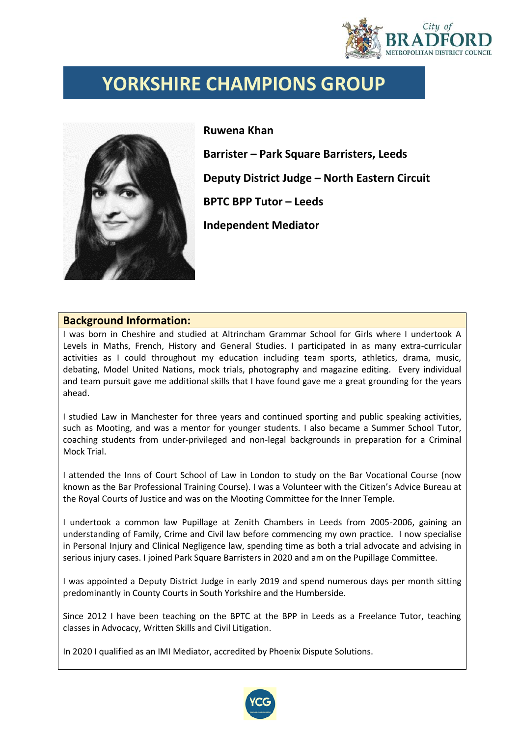# YORKSHIRE CHAMPIONS GROUP

**Ruwena Khan**

**Barrister – Park Square Barristers, Leeds**

**Deputy District Judge – North Eastern Circuit**

**BPTC BPP Tutor – Leeds**

**Independent Mediator**

## Background Information:

I was born in Cheshire and studied at Altrincham Grammar School for Girls where I undertook A Levels in Maths, French, History and General Studies. I participated in as many extra-curricular activities as I could throughout my education including team sports, athletics, drama, music, debating, Model United Nations, mock trials, photography and magazine editing. Every individual and team pursuit gave me additional skills that I have found gave me a great grounding for the years ahead.

I studied Law in Manchester for three years and continued sporting and public speaking activities, such as Mooting, and was a mentor for younger students. I also became a Summer School Tutor, coaching students from under-privileged and non-legal backgrounds in preparation for a Criminal Mock Trial.

I attended the Inns of Court School of Law in London to study on the Bar Vocational Course (now known as the Bar Professional Training Course). I was a Volunteer with the Citizen's Advice Bureau at the Royal Courts of Justice and was on the Mooting Committee for the Inner Temple.

I undertook a common law Pupillage at Zenith Chambers in Leeds from 2005-2006, gaining an understanding of Family, Crime and Civil law before commencing my own practice. I now specialise in Personal Injury and Clinical Negligence law, spending time as both a trial advocate and advising in serious injury cases. I joined Park Square Barristers in 2020 and am on the Pupillage Committee.

I was appointed a Deputy District Judge in early 2019 and spend numerous days per month sitting predominantly in County Courts in South Yorkshire and the Humberside.

Since 2012 I have been teaching on the BPTC at the BPP in Leeds as a Freelance Tutor, teaching classes in Advocacy, Written Skills and Civil Litigation.

In 2020 I qualified as an IMI Mediator, accredited by Phoenix Dispute Solutions.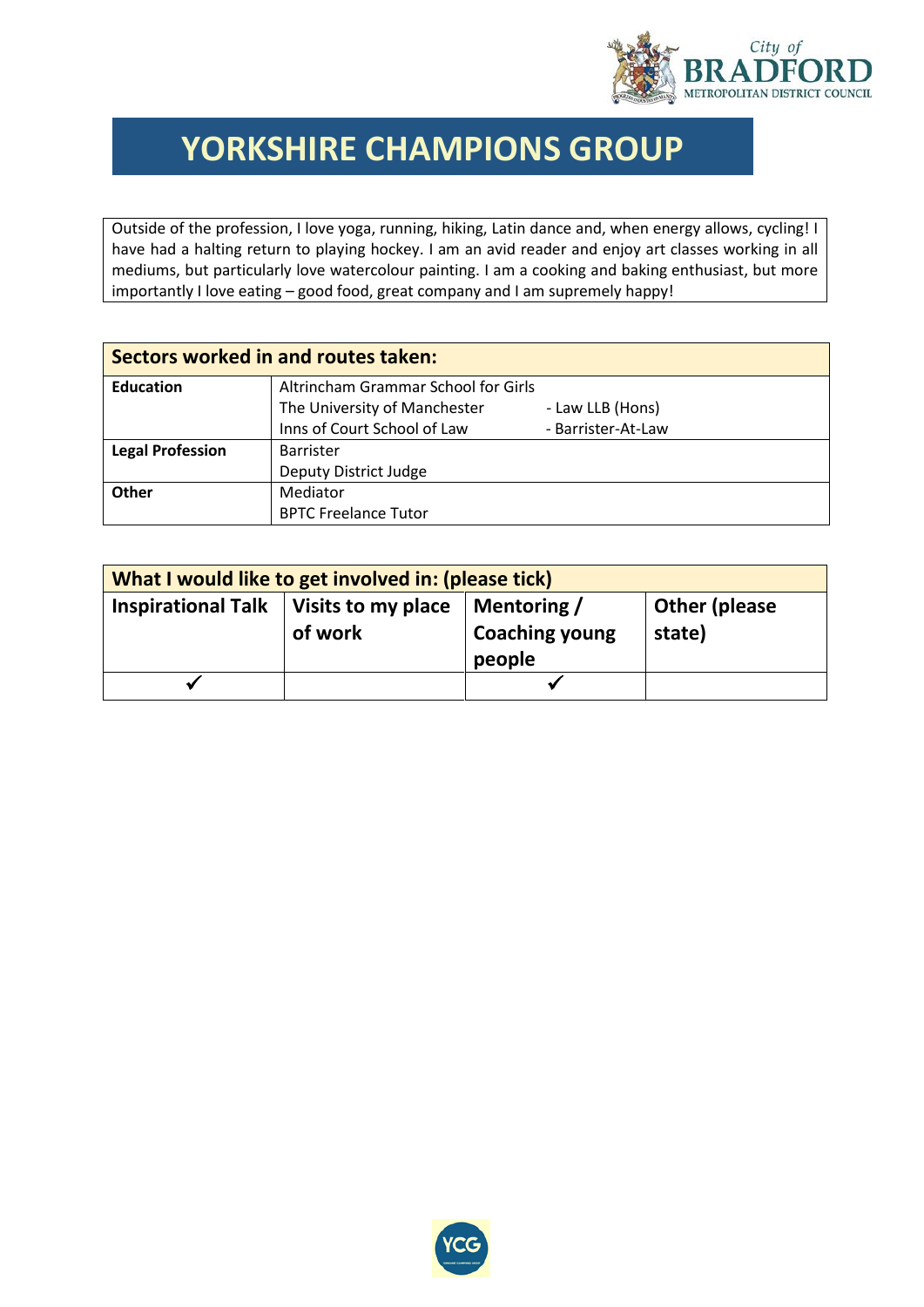# YORKSHIRE CHAMPIONS GROUP

Outside of the profession, I love yoga, running, hiking, Latin dance and, when energy allows, cycling! I have had a halting return to playing hockey. I am an avid reader and enjoy art classes working in all mediums, but particularly love watercolour painting. I am a cooking and baking enthusiast, but more importantly I love eating – good food, great company and I am supremely happy!

| **Sectors worked in and routes taken:** | | |
|---|---|---|
| **Education** | Altrincham Grammar School for Girls<br>The University of Manchester<br>Inns of Court School of Law | <br>- Law LLB (Hons)<br>- Barrister-At-Law |
| **Legal Profession** | Barrister<br>Deputy District Judge | |
| **Other** | Mediator<br>BPTC Freelance Tutor | |

| **What I would like to get involved in: (please tick)** | | | |
|---|---|---|---|
| **Inspirational Talk** | **Visits to my place of work** | **Mentoring / Coaching young people** | **Other (please state)** |
| ✔ | | ✔ | |